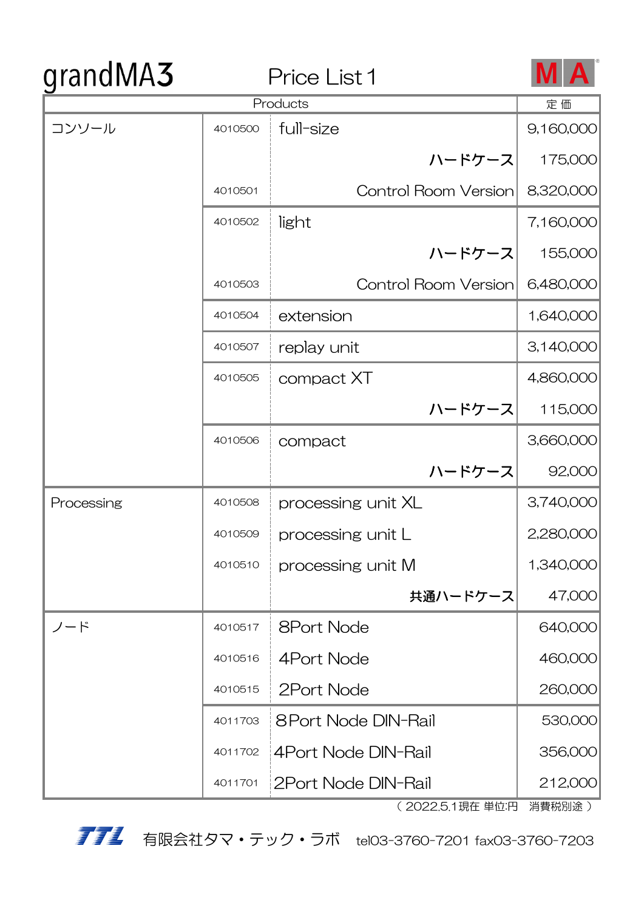# grandMA3 Price List 1

MA

| Products | | | 定 価 |
|---|---|---|---|
| コンソール | 4010500 | full-size | 9,160,000 |
| | | ハードケース | 175,000 |
| | 4010501 | Control Room Version | 8,320,000 |
| | 4010502 | light | 7,160,000 |
| | | ハードケース | 155,000 |
| | 4010503 | Control Room Version | 6,480,000 |
| | 4010504 | extension | 1,640,000 |
| | 4010507 | replay unit | 3,140,000 |
| | 4010505 | compact XT | 4,860,000 |
| | | ハードケース | 115,000 |
| | 4010506 | compact | 3,660,000 |
| | | ハードケース | 92,000 |
| Processing | 4010508 | processing unit XL | 3,740,000 |
| | 4010509 | processing unit L | 2,280,000 |
| | 4010510 | processing unit M | 1,340,000 |
| | | 共通ハードケース | 47,000 |
| ノード | 4010517 | 8Port Node | 640,000 |
| | 4010516 | 4Port Node | 460,000 |
| | 4010515 | 2Port Node | 260,000 |
| | 4011703 | 8Port Node DIN-Rail | 530,000 |
| | 4011702 | 4Port Node DIN-Rail | 356,000 |
| | 4011701 | 2Port Node DIN-Rail | 212,000 |

（ 2022.5.1現在 単位:円　消費税別途 ）

TTL　有限会社タマ・テック・ラボ　tel03-3760-7201 fax03-3760-7203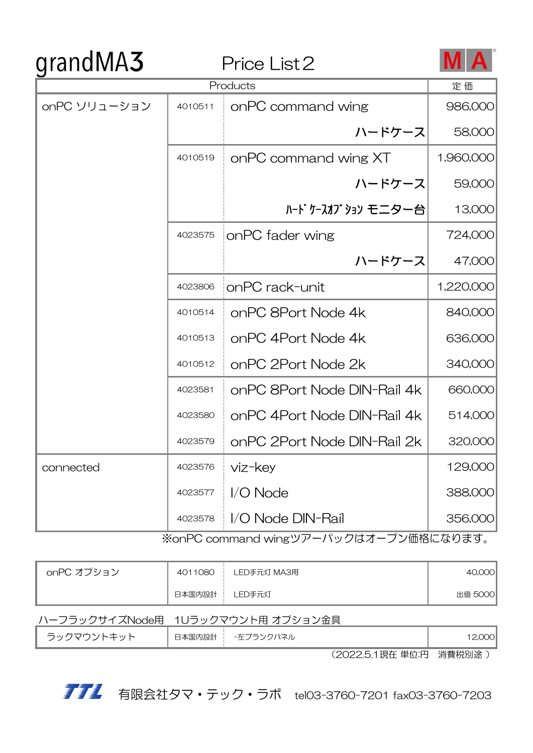# grandMA3　Price List 2

| Products | | | 定 価 |
|---|---|---|---|
| onPC ソリューション | 4010511 | onPC command wing | 986,000 |
| | | ハードケース | 58,000 |
| | 4010519 | onPC command wing XT | 1,960,000 |
| | | ハードケース | 59,000 |
| | | ﾊｰﾄﾞｹｰｽｵﾌﾟｼｮﾝ モニター台 | 13,000 |
| | 4023575 | onPC fader wing | 724,000 |
| | | ハードケース | 47,000 |
| | 4023806 | onPC rack-unit | 1,220,000 |
| | 4010514 | onPC 8Port Node 4k | 840,000 |
| | 4010513 | onPC 4Port Node 4k | 636,000 |
| | 4010512 | onPC 2Port Node 2k | 340,000 |
| | 4023581 | onPC 8Port Node DIN-Rail 4k | 660,000 |
| | 4023580 | onPC 4Port Node DIN-Rail 4k | 514,000 |
| | 4023579 | onPC 2Port Node DIN-Rail 2k | 320,000 |
| connected | 4023576 | viz-key | 129,000 |
| | 4023577 | I/O Node | 388,000 |
| | 4023578 | I/O Node DIN-Rail | 356,000 |

※onPC command wingツアーパックはオープン価格になります。

| | | | |
|---|---|---|---|
| onPC オプション | 4011080 | LED手元灯 MA3用 | 40,000 |
| | 日本国内設計 | LED手元灯 | 出値 5000 |

ハーフラックサイズNode用　1Uラックマウント用 オプション金具

| | | | |
|---|---|---|---|
| ラックマウントキット | 日本国内設計 | -左ブランクパネル | 12,000 |

（2022.5.1現在 単位:円　消費税別途 ）

TTL　有限会社タマ・テック・ラボ　tel03-3760-7201 fax03-3760-7203